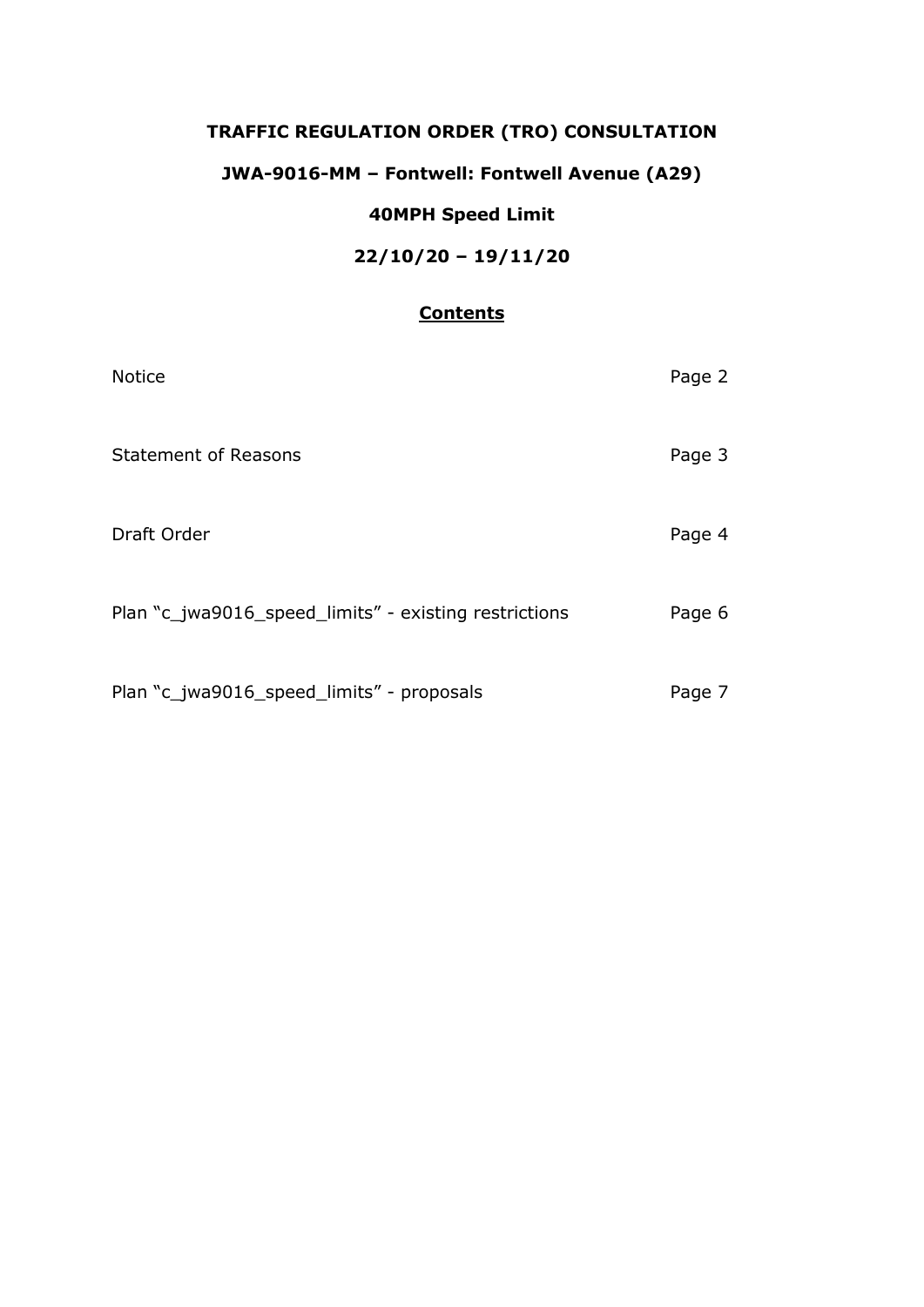# TRAFFIC REGULATION ORDER (TRO) CONSULTATION

## JWA-9016-MM – Fontwell: Fontwell Avenue (A29)

## 40MPH Speed Limit

## 22/10/20 – 19/11/20

### Contents

| | |
|---|---|
| Notice | Page 2 |
| Statement of Reasons | Page 3 |
| Draft Order | Page 4 |
| Plan "c_jwa9016_speed_limits" - existing restrictions | Page 6 |
| Plan "c_jwa9016_speed_limits" - proposals | Page 7 |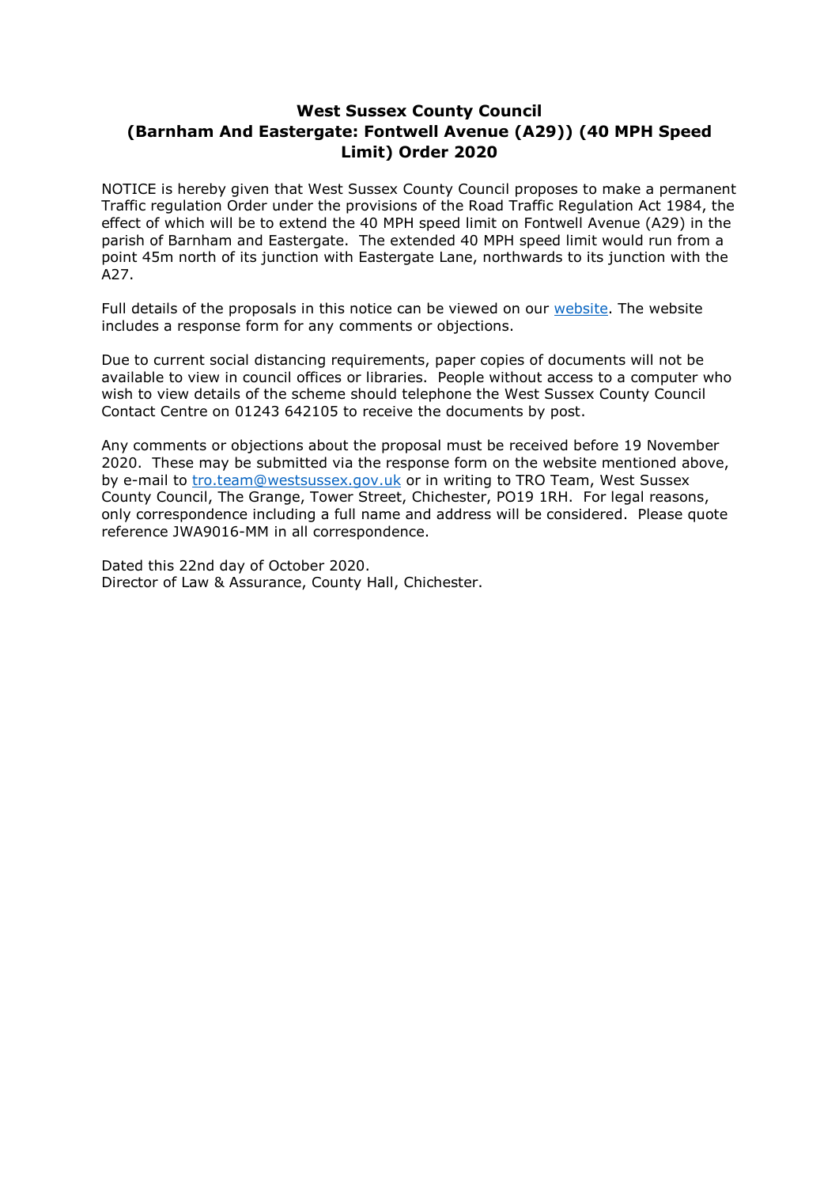# West Sussex County Council (Barnham And Eastergate: Fontwell Avenue (A29)) (40 MPH Speed Limit) Order 2020

NOTICE is hereby given that West Sussex County Council proposes to make a permanent Traffic regulation Order under the provisions of the Road Traffic Regulation Act 1984, the effect of which will be to extend the 40 MPH speed limit on Fontwell Avenue (A29) in the parish of Barnham and Eastergate. The extended 40 MPH speed limit would run from a point 45m north of its junction with Eastergate Lane, northwards to its junction with the A27.

Full details of the proposals in this notice can be viewed on our website. The website includes a response form for any comments or objections.

Due to current social distancing requirements, paper copies of documents will not be available to view in council offices or libraries. People without access to a computer who wish to view details of the scheme should telephone the West Sussex County Council Contact Centre on 01243 642105 to receive the documents by post.

Any comments or objections about the proposal must be received before 19 November 2020. These may be submitted via the response form on the website mentioned above, by e-mail to tro.team@westsussex.gov.uk or in writing to TRO Team, West Sussex County Council, The Grange, Tower Street, Chichester, PO19 1RH. For legal reasons, only correspondence including a full name and address will be considered. Please quote reference JWA9016-MM in all correspondence.

Dated this 22nd day of October 2020.
Director of Law & Assurance, County Hall, Chichester.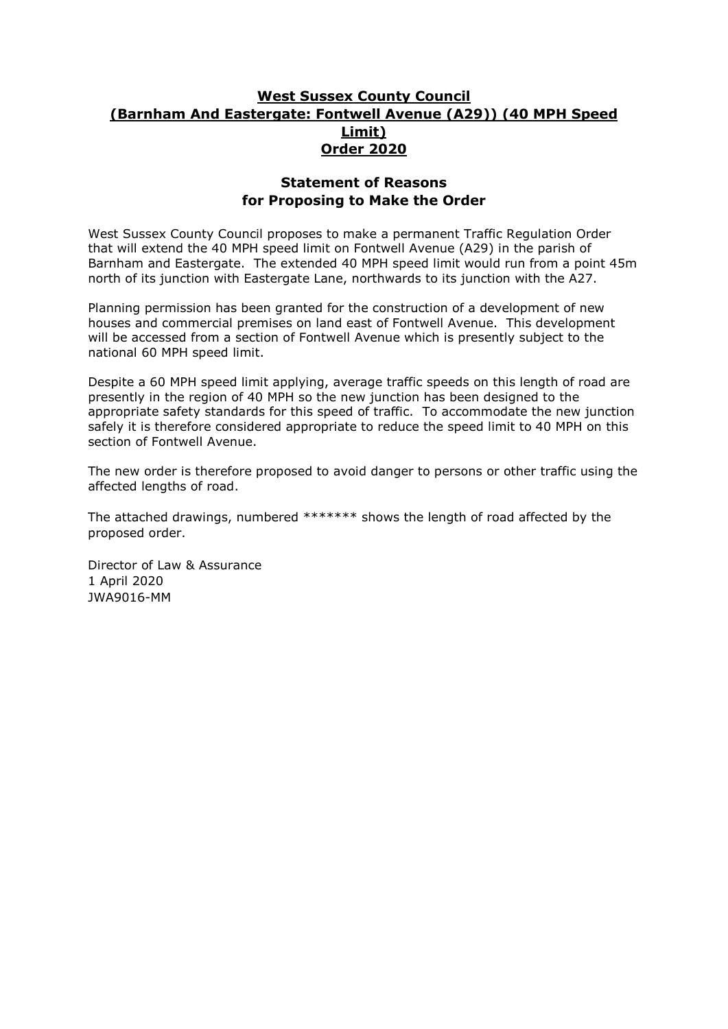# West Sussex County Council (Barnham And Eastergate: Fontwell Avenue (A29)) (40 MPH Speed Limit) Order 2020

## Statement of Reasons for Proposing to Make the Order

West Sussex County Council proposes to make a permanent Traffic Regulation Order that will extend the 40 MPH speed limit on Fontwell Avenue (A29) in the parish of Barnham and Eastergate. The extended 40 MPH speed limit would run from a point 45m north of its junction with Eastergate Lane, northwards to its junction with the A27.

Planning permission has been granted for the construction of a development of new houses and commercial premises on land east of Fontwell Avenue. This development will be accessed from a section of Fontwell Avenue which is presently subject to the national 60 MPH speed limit.

Despite a 60 MPH speed limit applying, average traffic speeds on this length of road are presently in the region of 40 MPH so the new junction has been designed to the appropriate safety standards for this speed of traffic. To accommodate the new junction safely it is therefore considered appropriate to reduce the speed limit to 40 MPH on this section of Fontwell Avenue.

The new order is therefore proposed to avoid danger to persons or other traffic using the affected lengths of road.

The attached drawings, numbered ******* shows the length of road affected by the proposed order.

Director of Law & Assurance
1 April 2020
JWA9016-MM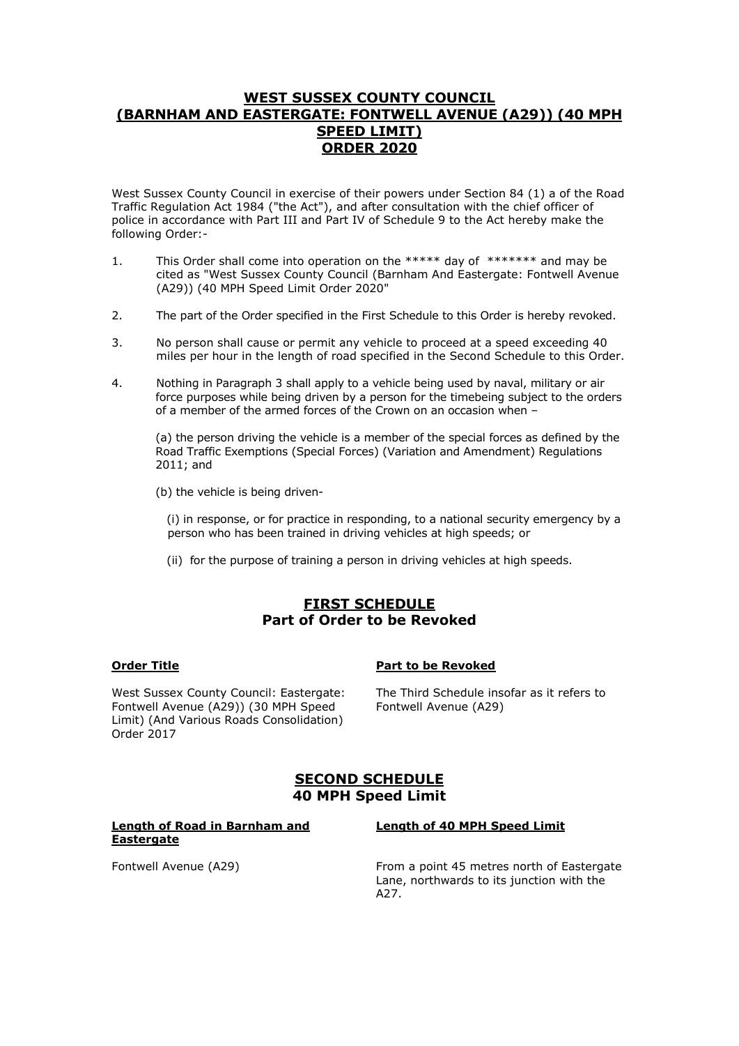# WEST SUSSEX COUNTY COUNCIL (BARNHAM AND EASTERGATE: FONTWELL AVENUE (A29)) (40 MPH SPEED LIMIT) ORDER 2020

West Sussex County Council in exercise of their powers under Section 84 (1) a of the Road Traffic Regulation Act 1984 ("the Act"), and after consultation with the chief officer of police in accordance with Part III and Part IV of Schedule 9 to the Act hereby make the following Order:-

1. This Order shall come into operation on the ***** day of ******* and may be cited as "West Sussex County Council (Barnham And Eastergate: Fontwell Avenue (A29)) (40 MPH Speed Limit Order 2020"

2. The part of the Order specified in the First Schedule to this Order is hereby revoked.

3. No person shall cause or permit any vehicle to proceed at a speed exceeding 40 miles per hour in the length of road specified in the Second Schedule to this Order.

4. Nothing in Paragraph 3 shall apply to a vehicle being used by naval, military or air force purposes while being driven by a person for the timebeing subject to the orders of a member of the armed forces of the Crown on an occasion when –

   (a) the person driving the vehicle is a member of the special forces as defined by the Road Traffic Exemptions (Special Forces) (Variation and Amendment) Regulations 2011; and

   (b) the vehicle is being driven-

      (i) in response, or for practice in responding, to a national security emergency by a person who has been trained in driving vehicles at high speeds; or

      (ii) for the purpose of training a person in driving vehicles at high speeds.

## FIRST SCHEDULE
## Part of Order to be Revoked

| **Order Title** | **Part to be Revoked** |
| --- | --- |
| West Sussex County Council: Eastergate: Fontwell Avenue (A29)) (30 MPH Speed Limit) (And Various Roads Consolidation) Order 2017 | The Third Schedule insofar as it refers to Fontwell Avenue (A29) |

## SECOND SCHEDULE
## 40 MPH Speed Limit

| **Length of Road in Barnham and Eastergate** | **Length of 40 MPH Speed Limit** |
| --- | --- |
| Fontwell Avenue (A29) | From a point 45 metres north of Eastergate Lane, northwards to its junction with the A27. |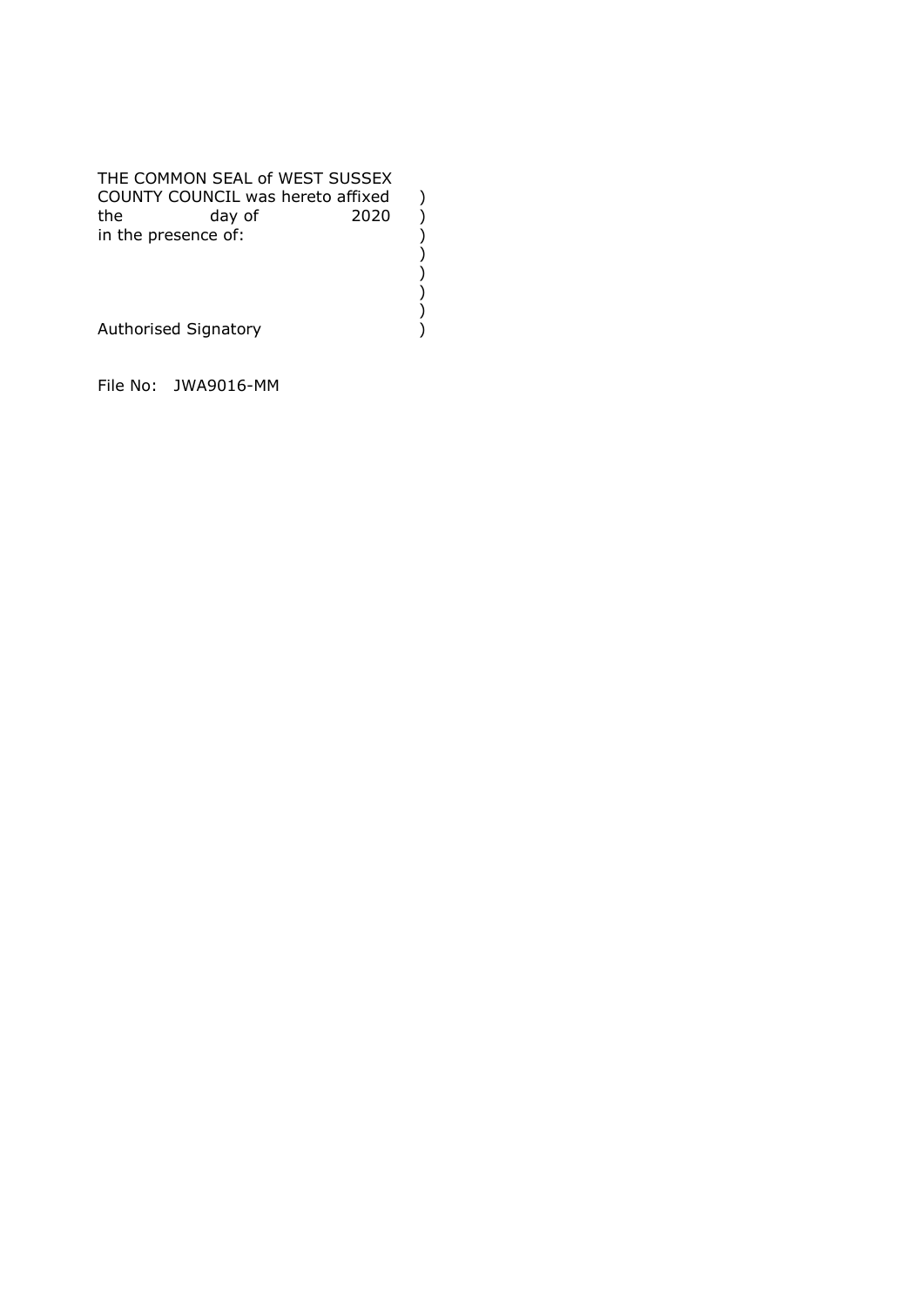THE COMMON SEAL of WEST SUSSEX
COUNTY COUNCIL was hereto affixed )
the day of 2020 )
in the presence of: )
)
)
)
)
Authorised Signatory )

File No: JWA9016-MM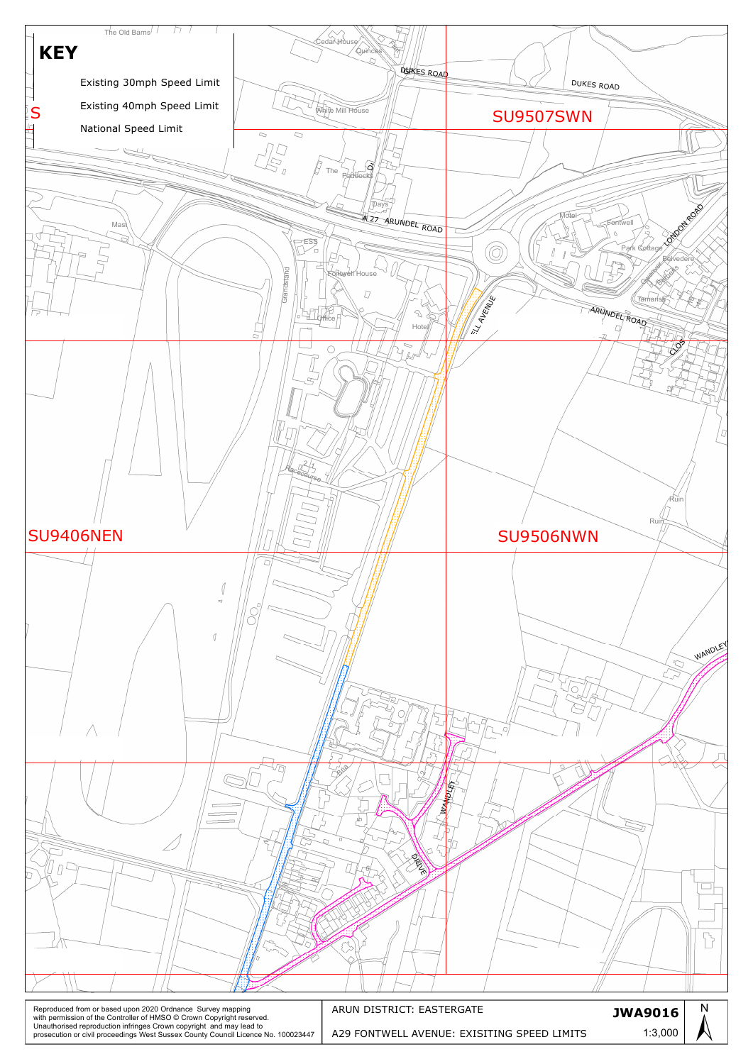## KEY

- Existing 30mph Speed Limit
- Existing 40mph Speed Limit
- National Speed Limit

Reproduced from or based upon 2020 Ordnance Survey mapping with permission of the Controller of HMSO © Crown Copyright reserved. Unauthorised reproduction infringes Crown copyright and may lead to prosecution or civil proceedings West Sussex County Council Licence No. 100023447

ARUN DISTRICT: EASTERGATE

A29 FONTWELL AVENUE: EXISITING SPEED LIMITS

**JWA9016**

1:3,000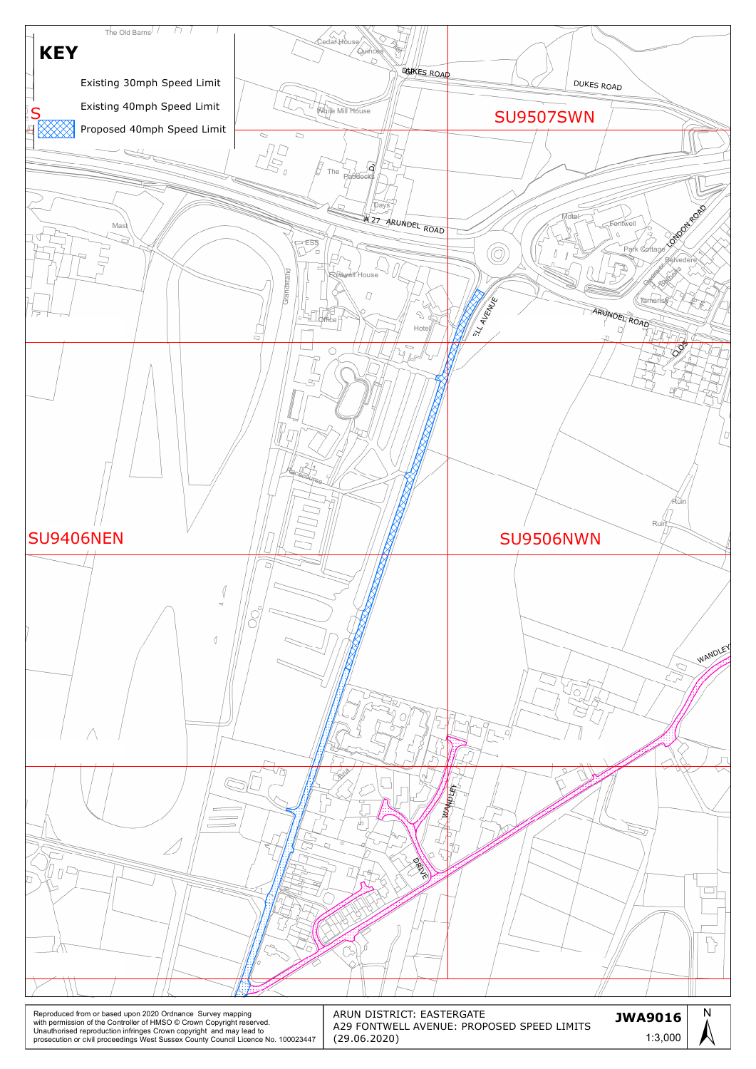## KEY

Existing 30mph Speed Limit

Existing 40mph Speed Limit

Proposed 40mph Speed Limit

SU9507SWN

SU9406NEN

SU9506NWN

DUKES ROAD

A 27 ARUNDEL ROAD

ARUNDEL ROAD

LONDON ROAD

FONTWELL AVENUE

WANDLEY DRIVE

Reproduced from or based upon 2020 Ordnance Survey mapping with permission of the Controller of HMSO © Crown Copyright reserved. Unauthorised reproduction infringes Crown copyright and may lead to prosecution or civil proceedings West Sussex County Council Licence No. 100023447

ARUN DISTRICT: EASTERGATE
A29 FONTWELL AVENUE: PROPOSED SPEED LIMITS
(29.06.2020)

**JWA9016**

1:3,000

N